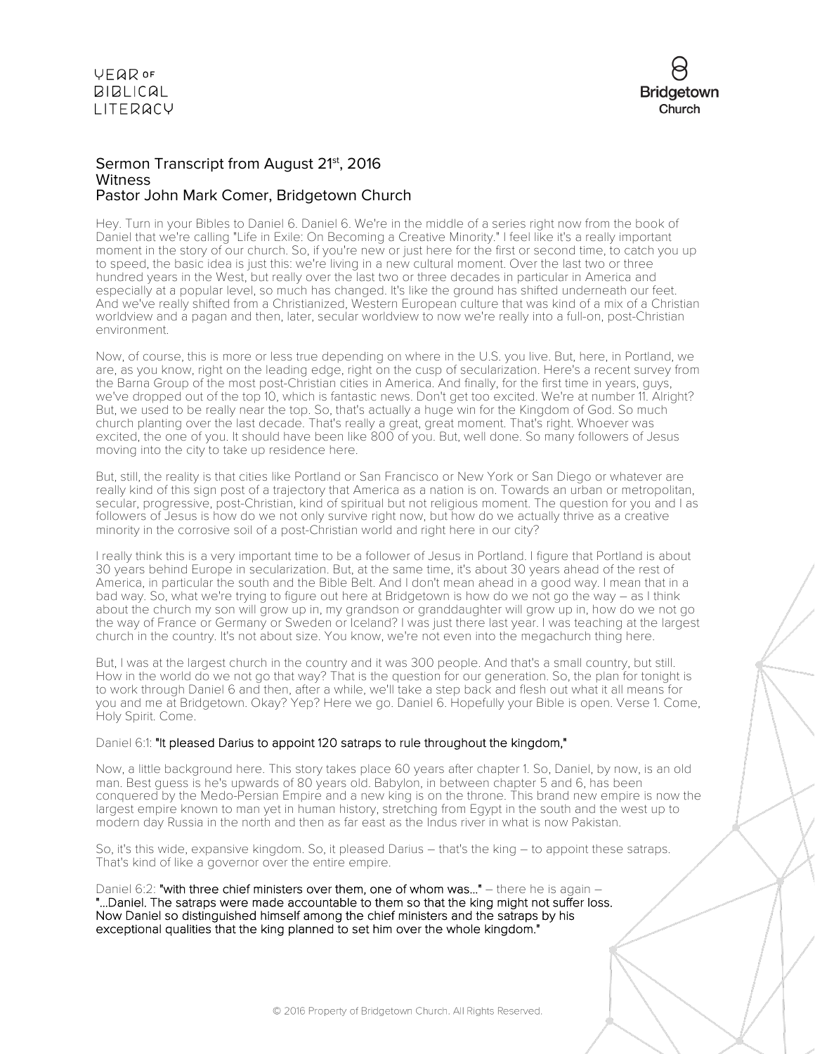# Sermon Transcript from August 21st, 2016
## Witness
## Pastor John Mark Comer, Bridgetown Church

Hey. Turn in your Bibles to Daniel 6. Daniel 6. We're in the middle of a series right now from the book of Daniel that we're calling "Life in Exile: On Becoming a Creative Minority." I feel like it's a really important moment in the story of our church. So, if you're new or just here for the first or second time, to catch you up to speed, the basic idea is just this: we're living in a new cultural moment. Over the last two or three hundred years in the West, but really over the last two or three decades in particular in America and especially at a popular level, so much has changed. It's like the ground has shifted underneath our feet. And we've really shifted from a Christianized, Western European culture that was kind of a mix of a Christian worldview and a pagan and then, later, secular worldview to now we're really into a full-on, post-Christian environment.

Now, of course, this is more or less true depending on where in the U.S. you live. But, here, in Portland, we are, as you know, right on the leading edge, right on the cusp of secularization. Here's a recent survey from the Barna Group of the most post-Christian cities in America. And finally, for the first time in years, guys, we've dropped out of the top 10, which is fantastic news. Don't get too excited. We're at number 11. Alright? But, we used to be really near the top. So, that's actually a huge win for the Kingdom of God. So much church planting over the last decade. That's really a great, great moment. That's right. Whoever was excited, the one of you. It should have been like 800 of you. But, well done. So many followers of Jesus moving into the city to take up residence here.

But, still, the reality is that cities like Portland or San Francisco or New York or San Diego or whatever are really kind of this sign post of a trajectory that America as a nation is on. Towards an urban or metropolitan, secular, progressive, post-Christian, kind of spiritual but not religious moment. The question for you and I as followers of Jesus is how do we not only survive right now, but how do we actually thrive as a creative minority in the corrosive soil of a post-Christian world and right here in our city?

I really think this is a very important time to be a follower of Jesus in Portland. I figure that Portland is about 30 years behind Europe in secularization. But, at the same time, it's about 30 years ahead of the rest of America, in particular the south and the Bible Belt. And I don't mean ahead in a good way. I mean that in a bad way. So, what we're trying to figure out here at Bridgetown is how do we not go the way – as I think about the church my son will grow up in, my grandson or granddaughter will grow up in, how do we not go the way of France or Germany or Sweden or Iceland? I was just there last year. I was teaching at the largest church in the country. It's not about size. You know, we're not even into the megachurch thing here.

But, I was at the largest church in the country and it was 300 people. And that's a small country, but still. How in the world do we not go that way? That is the question for our generation. So, the plan for tonight is to work through Daniel 6 and then, after a while, we'll take a step back and flesh out what it all means for you and me at Bridgetown. Okay? Yep? Here we go. Daniel 6. Hopefully your Bible is open. Verse 1. Come, Holy Spirit. Come.

Daniel 6:1: **"It pleased Darius to appoint 120 satraps to rule throughout the kingdom,"**

Now, a little background here. This story takes place 60 years after chapter 1. So, Daniel, by now, is an old man. Best guess is he's upwards of 80 years old. Babylon, in between chapter 5 and 6, has been conquered by the Medo-Persian Empire and a new king is on the throne. This brand new empire is now the largest empire known to man yet in human history, stretching from Egypt in the south and the west up to modern day Russia in the north and then as far east as the Indus river in what is now Pakistan.

So, it's this wide, expansive kingdom. So, it pleased Darius – that's the king – to appoint these satraps. That's kind of like a governor over the entire empire.

Daniel 6:2: **"with three chief ministers over them, one of whom was…"** – there he is again – **"…Daniel. The satraps were made accountable to them so that the king might not suffer loss. Now Daniel so distinguished himself among the chief ministers and the satraps by his exceptional qualities that the king planned to set him over the whole kingdom."**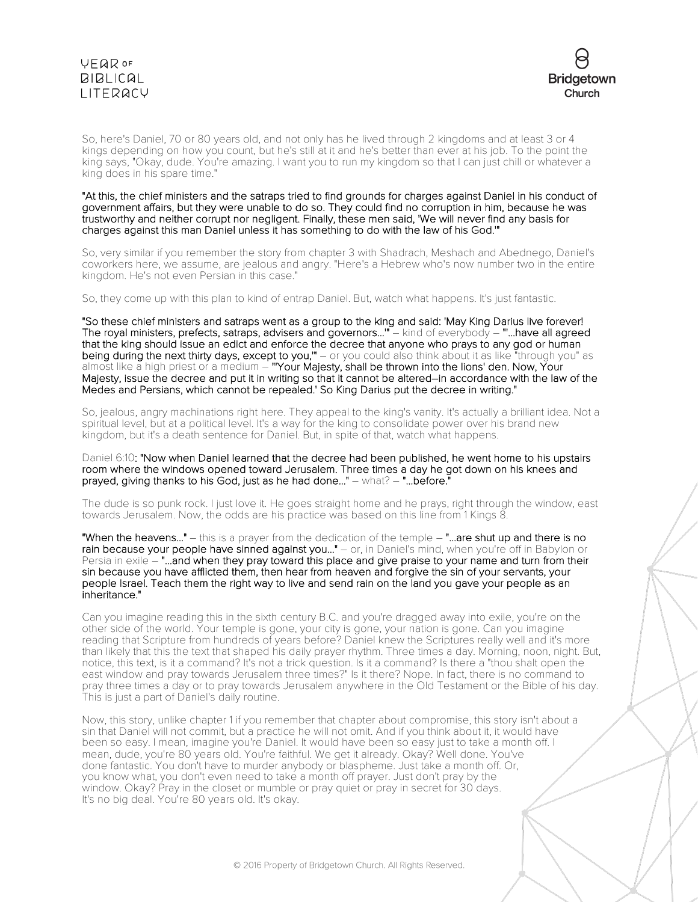So, here's Daniel, 70 or 80 years old, and not only has he lived through 2 kingdoms and at least 3 or 4 kings depending on how you count, but he's still at it and he's better than ever at his job. To the point the king says, "Okay, dude. You're amazing. I want you to run my kingdom so that I can just chill or whatever a king does in his spare time."

**"At this, the chief ministers and the satraps tried to find grounds for charges against Daniel in his conduct of government affairs, but they were unable to do so. They could find no corruption in him, because he was trustworthy and neither corrupt nor negligent. Finally, these men said, 'We will never find any basis for charges against this man Daniel unless it has something to do with the law of his God.'"**

So, very similar if you remember the story from chapter 3 with Shadrach, Meshach and Abednego, Daniel's coworkers here, we assume, are jealous and angry. "Here's a Hebrew who's now number two in the entire kingdom. He's not even Persian in this case."

So, they come up with this plan to kind of entrap Daniel. But, watch what happens. It's just fantastic.

**"So these chief ministers and satraps went as a group to the king and said: 'May King Darius live forever! The royal ministers, prefects, satraps, advisers and governors…'"** – kind of everybody – **"…have all agreed that the king should issue an edict and enforce the decree that anyone who prays to any god or human being during the next thirty days, except to you,'"** – or you could also think about it as like "through you" as almost like a high priest or a medium – **"'Your Majesty, shall be thrown into the lions' den. Now, Your Majesty, issue the decree and put it in writing so that it cannot be altered–in accordance with the law of the Medes and Persians, which cannot be repealed.' So King Darius put the decree in writing."**

So, jealous, angry machinations right here. They appeal to the king's vanity. It's actually a brilliant idea. Not a spiritual level, but at a political level. It's a way for the king to consolidate power over his brand new kingdom, but it's a death sentence for Daniel. But, in spite of that, watch what happens.

Daniel 6:10: **"Now when Daniel learned that the decree had been published, he went home to his upstairs room where the windows opened toward Jerusalem. Three times a day he got down on his knees and prayed, giving thanks to his God, just as he had done…"** – what? – **"…before."**

The dude is so punk rock. I just love it. He goes straight home and he prays, right through the window, east towards Jerusalem. Now, the odds are his practice was based on this line from 1 Kings 8.

**"When the heavens…"** – this is a prayer from the dedication of the temple – **"…are shut up and there is no rain because your people have sinned against you…"** – or, in Daniel's mind, when you're off in Babylon or Persia in exile – **"…and when they pray toward this place and give praise to your name and turn from their sin because you have afflicted them, then hear from heaven and forgive the sin of your servants, your people Israel. Teach them the right way to live and send rain on the land you gave your people as an inheritance."**

Can you imagine reading this in the sixth century B.C. and you're dragged away into exile, you're on the other side of the world. Your temple is gone, your city is gone, your nation is gone. Can you imagine reading that Scripture from hundreds of years before? Daniel knew the Scriptures really well and it's more than likely that this the text that shaped his daily prayer rhythm. Three times a day. Morning, noon, night. But, notice, this text, is it a command? It's not a trick question. Is it a command? Is there a "thou shalt open the east window and pray towards Jerusalem three times?" Is it there? Nope. In fact, there is no command to pray three times a day or to pray towards Jerusalem anywhere in the Old Testament or the Bible of his day. This is just a part of Daniel's daily routine.

Now, this story, unlike chapter 1 if you remember that chapter about compromise, this story isn't about a sin that Daniel will not commit, but a practice he will not omit. And if you think about it, it would have been so easy. I mean, imagine you're Daniel. It would have been so easy just to take a month off. I mean, dude, you're 80 years old. You're faithful. We get it already. Okay? Well done. You've done fantastic. You don't have to murder anybody or blaspheme. Just take a month off. Or, you know what, you don't even need to take a month off prayer. Just don't pray by the window. Okay? Pray in the closet or mumble or pray quiet or pray in secret for 30 days. It's no big deal. You're 80 years old. It's okay.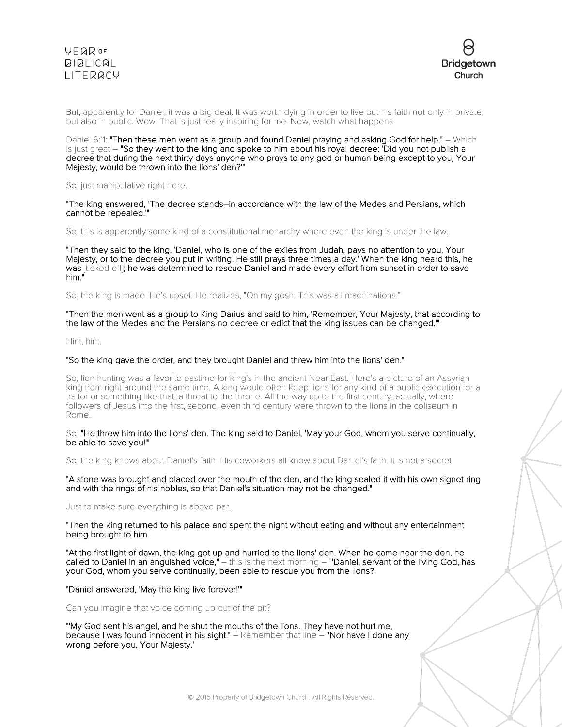But, apparently for Daniel, it was a big deal. It was worth dying in order to live out his faith not only in private, but also in public. Wow. That is just really inspiring for me. Now, watch what happens.

Daniel 6:11: **"Then these men went as a group and found Daniel praying and asking God for help."** – Which is just great – **"So they went to the king and spoke to him about his royal decree: 'Did you not publish a decree that during the next thirty days anyone who prays to any god or human being except to you, Your Majesty, would be thrown into the lions' den?'"**

So, just manipulative right here.

**"The king answered, 'The decree stands–in accordance with the law of the Medes and Persians, which cannot be repealed.'"**

So, this is apparently some kind of a constitutional monarchy where even the king is under the law.

**"Then they said to the king, 'Daniel, who is one of the exiles from Judah, pays no attention to you, Your Majesty, or to the decree you put in writing. He still prays three times a day.' When the king heard this, he was** [ticked off]**; he was determined to rescue Daniel and made every effort from sunset in order to save him."**

So, the king is made. He's upset. He realizes, "Oh my gosh. This was all machinations."

**"Then the men went as a group to King Darius and said to him, 'Remember, Your Majesty, that according to the law of the Medes and the Persians no decree or edict that the king issues can be changed.'"**

Hint, hint.

**"So the king gave the order, and they brought Daniel and threw him into the lions' den."**

So, lion hunting was a favorite pastime for king's in the ancient Near East. Here's a picture of an Assyrian king from right around the same time. A king would often keep lions for any kind of a public execution for a traitor or something like that; a threat to the throne. All the way up to the first century, actually, where followers of Jesus into the first, second, even third century were thrown to the lions in the coliseum in Rome.

So, **"He threw him into the lions' den. The king said to Daniel, 'May your God, whom you serve continually, be able to save you!'"**

So, the king knows about Daniel's faith. His coworkers all know about Daniel's faith. It is not a secret.

**"A stone was brought and placed over the mouth of the den, and the king sealed it with his own signet ring and with the rings of his nobles, so that Daniel's situation may not be changed."**

Just to make sure everything is above par.

**"Then the king returned to his palace and spent the night without eating and without any entertainment being brought to him.**

**"At the first light of dawn, the king got up and hurried to the lions' den. When he came near the den, he called to Daniel in an anguished voice,"** – this is the next morning – **"'Daniel, servant of the living God, has your God, whom you serve continually, been able to rescue you from the lions?'**

**"Daniel answered, 'May the king live forever!'"**

Can you imagine that voice coming up out of the pit?

**"'My God sent his angel, and he shut the mouths of the lions. They have not hurt me, because I was found innocent in his sight."** – Remember that line – **"Nor have I done any wrong before you, Your Majesty.'**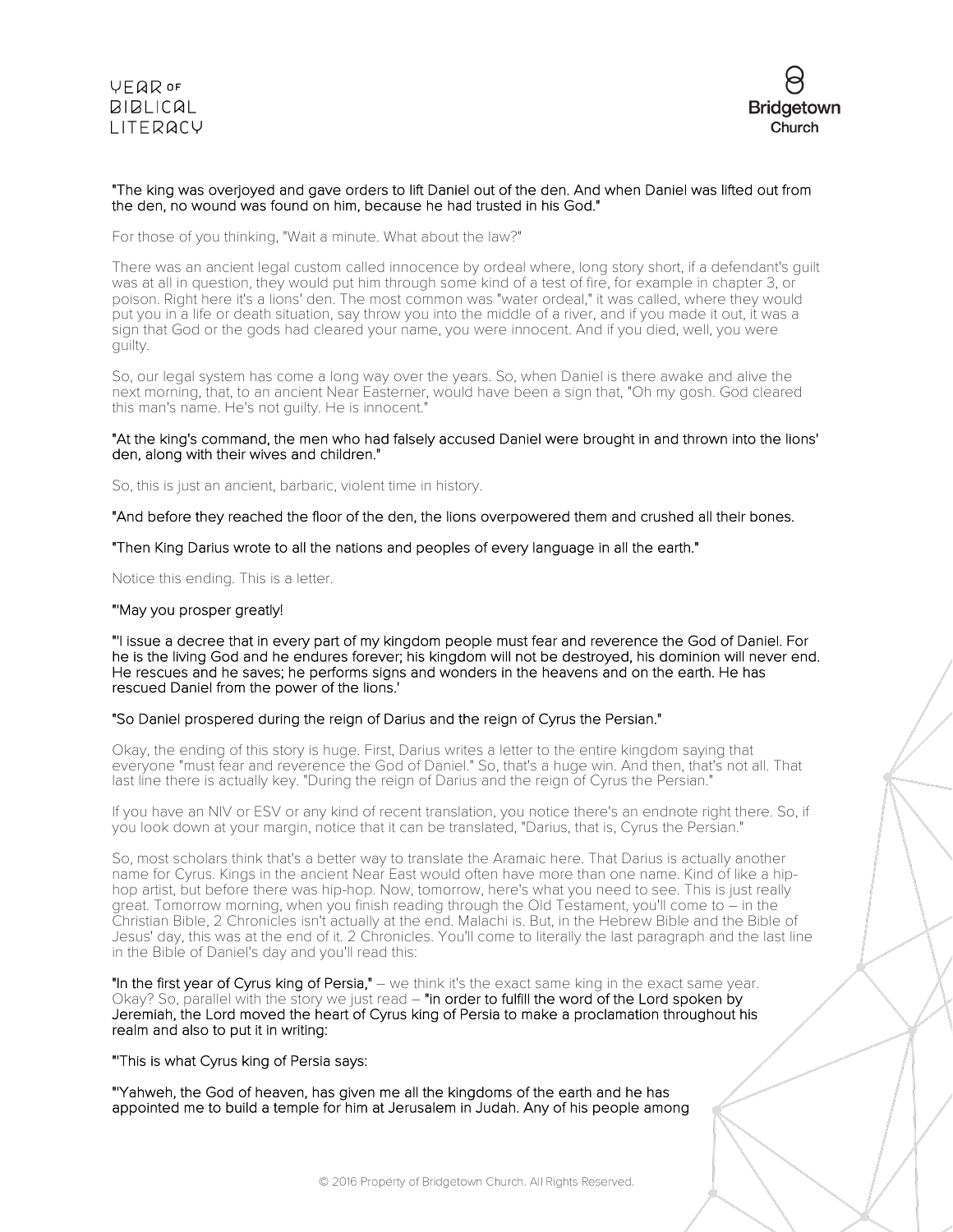"The king was overjoyed and gave orders to lift Daniel out of the den. And when Daniel was lifted out from the den, no wound was found on him, because he had trusted in his God."

For those of you thinking, "Wait a minute. What about the law?"

There was an ancient legal custom called innocence by ordeal where, long story short, if a defendant's guilt was at all in question, they would put him through some kind of a test of fire, for example in chapter 3, or poison. Right here it's a lions' den. The most common was "water ordeal," it was called, where they would put you in a life or death situation, say throw you into the middle of a river, and if you made it out, it was a sign that God or the gods had cleared your name, you were innocent. And if you died, well, you were guilty.

So, our legal system has come a long way over the years. So, when Daniel is there awake and alive the next morning, that, to an ancient Near Easterner, would have been a sign that, "Oh my gosh. God cleared this man's name. He's not guilty. He is innocent."

"At the king's command, the men who had falsely accused Daniel were brought in and thrown into the lions' den, along with their wives and children."

So, this is just an ancient, barbaric, violent time in history.

"And before they reached the floor of the den, the lions overpowered them and crushed all their bones.

"Then King Darius wrote to all the nations and peoples of every language in all the earth."

Notice this ending. This is a letter.

"'May you prosper greatly!

"'I issue a decree that in every part of my kingdom people must fear and reverence the God of Daniel. For he is the living God and he endures forever; his kingdom will not be destroyed, his dominion will never end. He rescues and he saves; he performs signs and wonders in the heavens and on the earth. He has rescued Daniel from the power of the lions.'

"So Daniel prospered during the reign of Darius and the reign of Cyrus the Persian."

Okay, the ending of this story is huge. First, Darius writes a letter to the entire kingdom saying that everyone "must fear and reverence the God of Daniel." So, that's a huge win. And then, that's not all. That last line there is actually key. "During the reign of Darius and the reign of Cyrus the Persian."

If you have an NIV or ESV or any kind of recent translation, you notice there's an endnote right there. So, if you look down at your margin, notice that it can be translated, "Darius, that is, Cyrus the Persian."

So, most scholars think that's a better way to translate the Aramaic here. That Darius is actually another name for Cyrus. Kings in the ancient Near East would often have more than one name. Kind of like a hip-hop artist, but before there was hip-hop. Now, tomorrow, here's what you need to see. This is just really great. Tomorrow morning, when you finish reading through the Old Testament, you'll come to – in the Christian Bible, 2 Chronicles isn't actually at the end. Malachi is. But, in the Hebrew Bible and the Bible of Jesus' day, this was at the end of it. 2 Chronicles. You'll come to literally the last paragraph and the last line in the Bible of Daniel's day and you'll read this:

"In the first year of Cyrus king of Persia," – we think it's the exact same king in the exact same year. Okay? So, parallel with the story we just read – "in order to fulfill the word of the Lord spoken by Jeremiah, the Lord moved the heart of Cyrus king of Persia to make a proclamation throughout his realm and also to put it in writing:

"'This is what Cyrus king of Persia says:

"'Yahweh, the God of heaven, has given me all the kingdoms of the earth and he has appointed me to build a temple for him at Jerusalem in Judah. Any of his people among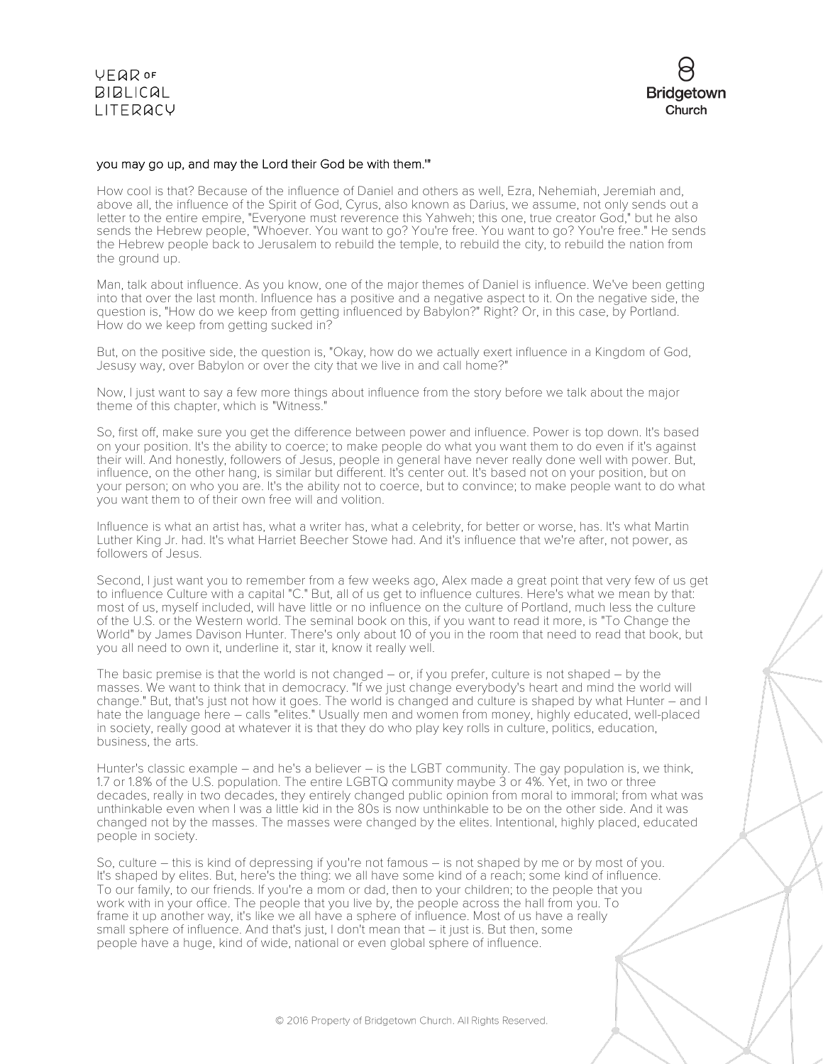you may go up, and may the Lord their God be with them.'"

How cool is that? Because of the influence of Daniel and others as well, Ezra, Nehemiah, Jeremiah and, above all, the influence of the Spirit of God, Cyrus, also known as Darius, we assume, not only sends out a letter to the entire empire, "Everyone must reverence this Yahweh; this one, true creator God," but he also sends the Hebrew people, "Whoever. You want to go? You're free. You want to go? You're free." He sends the Hebrew people back to Jerusalem to rebuild the temple, to rebuild the city, to rebuild the nation from the ground up.

Man, talk about influence. As you know, one of the major themes of Daniel is influence. We've been getting into that over the last month. Influence has a positive and a negative aspect to it. On the negative side, the question is, "How do we keep from getting influenced by Babylon?" Right? Or, in this case, by Portland. How do we keep from getting sucked in?

But, on the positive side, the question is, "Okay, how do we actually exert influence in a Kingdom of God, Jesusy way, over Babylon or over the city that we live in and call home?"

Now, I just want to say a few more things about influence from the story before we talk about the major theme of this chapter, which is "Witness."

So, first off, make sure you get the difference between power and influence. Power is top down. It's based on your position. It's the ability to coerce; to make people do what you want them to do even if it's against their will. And honestly, followers of Jesus, people in general have never really done well with power. But, influence, on the other hang, is similar but different. It's center out. It's based not on your position, but on your person; on who you are. It's the ability not to coerce, but to convince; to make people want to do what you want them to of their own free will and volition.

Influence is what an artist has, what a writer has, what a celebrity, for better or worse, has. It's what Martin Luther King Jr. had. It's what Harriet Beecher Stowe had. And it's influence that we're after, not power, as followers of Jesus.

Second, I just want you to remember from a few weeks ago, Alex made a great point that very few of us get to influence Culture with a capital "C." But, all of us get to influence cultures. Here's what we mean by that: most of us, myself included, will have little or no influence on the culture of Portland, much less the culture of the U.S. or the Western world. The seminal book on this, if you want to read it more, is "To Change the World" by James Davison Hunter. There's only about 10 of you in the room that need to read that book, but you all need to own it, underline it, star it, know it really well.

The basic premise is that the world is not changed – or, if you prefer, culture is not shaped – by the masses. We want to think that in democracy. "If we just change everybody's heart and mind the world will change." But, that's just not how it goes. The world is changed and culture is shaped by what Hunter – and I hate the language here – calls "elites." Usually men and women from money, highly educated, well-placed in society, really good at whatever it is that they do who play key rolls in culture, politics, education, business, the arts.

Hunter's classic example – and he's a believer – is the LGBT community. The gay population is, we think, 1.7 or 1.8% of the U.S. population. The entire LGBTQ community maybe 3 or 4%. Yet, in two or three decades, really in two decades, they entirely changed public opinion from moral to immoral; from what was unthinkable even when I was a little kid in the 80s is now unthinkable to be on the other side. And it was changed not by the masses. The masses were changed by the elites. Intentional, highly placed, educated people in society.

So, culture – this is kind of depressing if you're not famous – is not shaped by me or by most of you. It's shaped by elites. But, here's the thing: we all have some kind of a reach; some kind of influence. To our family, to our friends. If you're a mom or dad, then to your children; to the people that you work with in your office. The people that you live by, the people across the hall from you. To frame it up another way, it's like we all have a sphere of influence. Most of us have a really small sphere of influence. And that's just, I don't mean that – it just is. But then, some people have a huge, kind of wide, national or even global sphere of influence.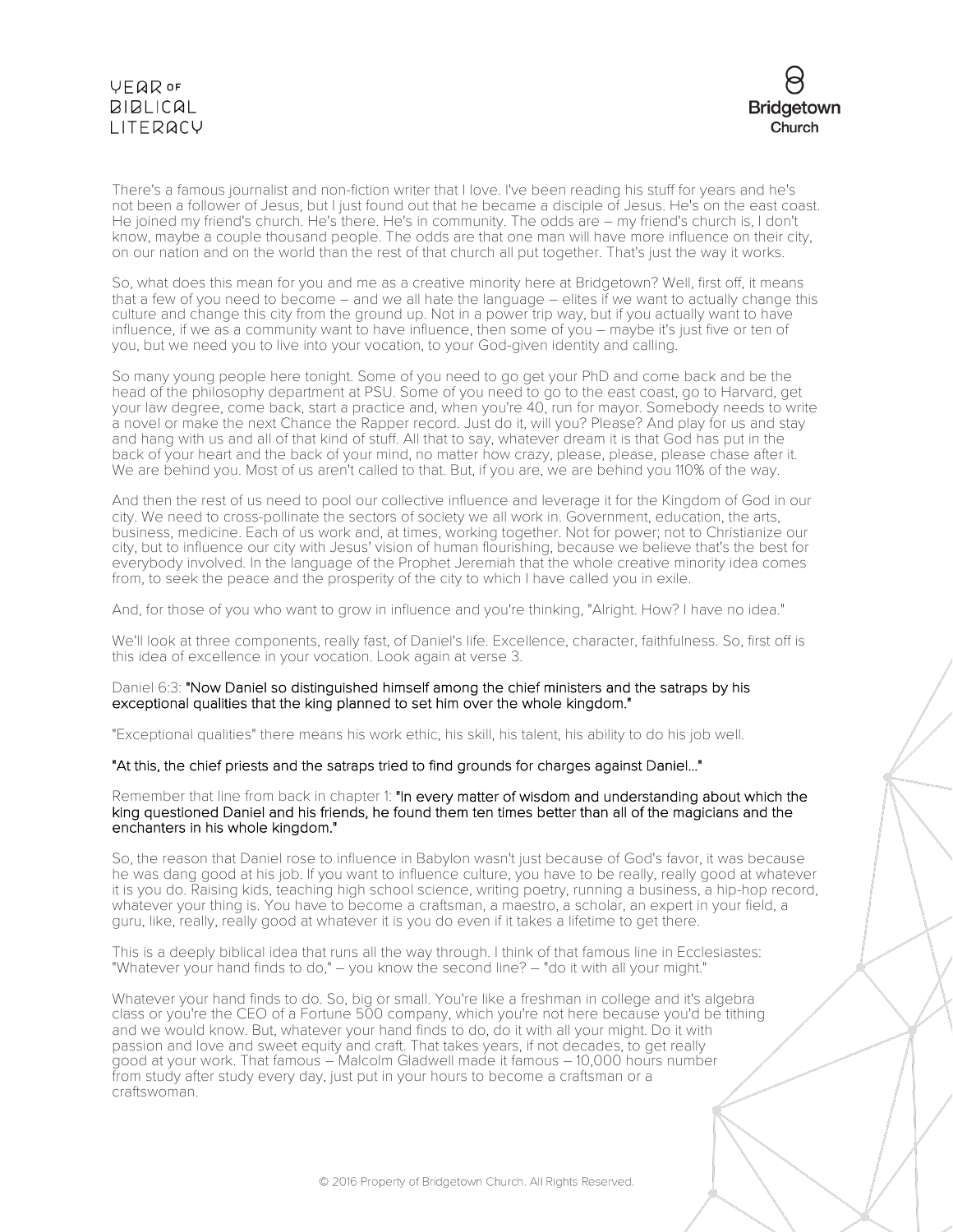There's a famous journalist and non-fiction writer that I love. I've been reading his stuff for years and he's not been a follower of Jesus, but I just found out that he became a disciple of Jesus. He's on the east coast. He joined my friend's church. He's there. He's in community. The odds are – my friend's church is, I don't know, maybe a couple thousand people. The odds are that one man will have more influence on their city, on our nation and on the world than the rest of that church all put together. That's just the way it works.

So, what does this mean for you and me as a creative minority here at Bridgetown? Well, first off, it means that a few of you need to become – and we all hate the language – elites if we want to actually change this culture and change this city from the ground up. Not in a power trip way, but if you actually want to have influence, if we as a community want to have influence, then some of you – maybe it's just five or ten of you, but we need you to live into your vocation, to your God-given identity and calling.

So many young people here tonight. Some of you need to go get your PhD and come back and be the head of the philosophy department at PSU. Some of you need to go to the east coast, go to Harvard, get your law degree, come back, start a practice and, when you're 40, run for mayor. Somebody needs to write a novel or make the next Chance the Rapper record. Just do it, will you? Please? And play for us and stay and hang with us and all of that kind of stuff. All that to say, whatever dream it is that God has put in the back of your heart and the back of your mind, no matter how crazy, please, please, please chase after it. We are behind you. Most of us aren't called to that. But, if you are, we are behind you 110% of the way.

And then the rest of us need to pool our collective influence and leverage it for the Kingdom of God in our city. We need to cross-pollinate the sectors of society we all work in. Government, education, the arts, business, medicine. Each of us work and, at times, working together. Not for power; not to Christianize our city, but to influence our city with Jesus' vision of human flourishing, because we believe that's the best for everybody involved. In the language of the Prophet Jeremiah that the whole creative minority idea comes from, to seek the peace and the prosperity of the city to which I have called you in exile.

And, for those of you who want to grow in influence and you're thinking, "Alright. How? I have no idea."

We'll look at three components, really fast, of Daniel's life. Excellence, character, faithfulness. So, first off is this idea of excellence in your vocation. Look again at verse 3.

Daniel 6:3: **"Now Daniel so distinguished himself among the chief ministers and the satraps by his exceptional qualities that the king planned to set him over the whole kingdom."**

"Exceptional qualities" there means his work ethic, his skill, his talent, his ability to do his job well.

**"At this, the chief priests and the satraps tried to find grounds for charges against Daniel..."**

Remember that line from back in chapter 1: **"In every matter of wisdom and understanding about which the king questioned Daniel and his friends, he found them ten times better than all of the magicians and the enchanters in his whole kingdom."**

So, the reason that Daniel rose to influence in Babylon wasn't just because of God's favor, it was because he was dang good at his job. If you want to influence culture, you have to be really, really good at whatever it is you do. Raising kids, teaching high school science, writing poetry, running a business, a hip-hop record, whatever your thing is. You have to become a craftsman, a maestro, a scholar, an expert in your field, a guru, like, really, really good at whatever it is you do even if it takes a lifetime to get there.

This is a deeply biblical idea that runs all the way through. I think of that famous line in Ecclesiastes: "Whatever your hand finds to do," – you know the second line? – "do it with all your might."

Whatever your hand finds to do. So, big or small. You're like a freshman in college and it's algebra class or you're the CEO of a Fortune 500 company, which you're not here because you'd be tithing and we would know. But, whatever your hand finds to do, do it with all your might. Do it with passion and love and sweet equity and craft. That takes years, if not decades, to get really good at your work. That famous – Malcolm Gladwell made it famous – 10,000 hours number from study after study every day, just put in your hours to become a craftsman or a craftswoman.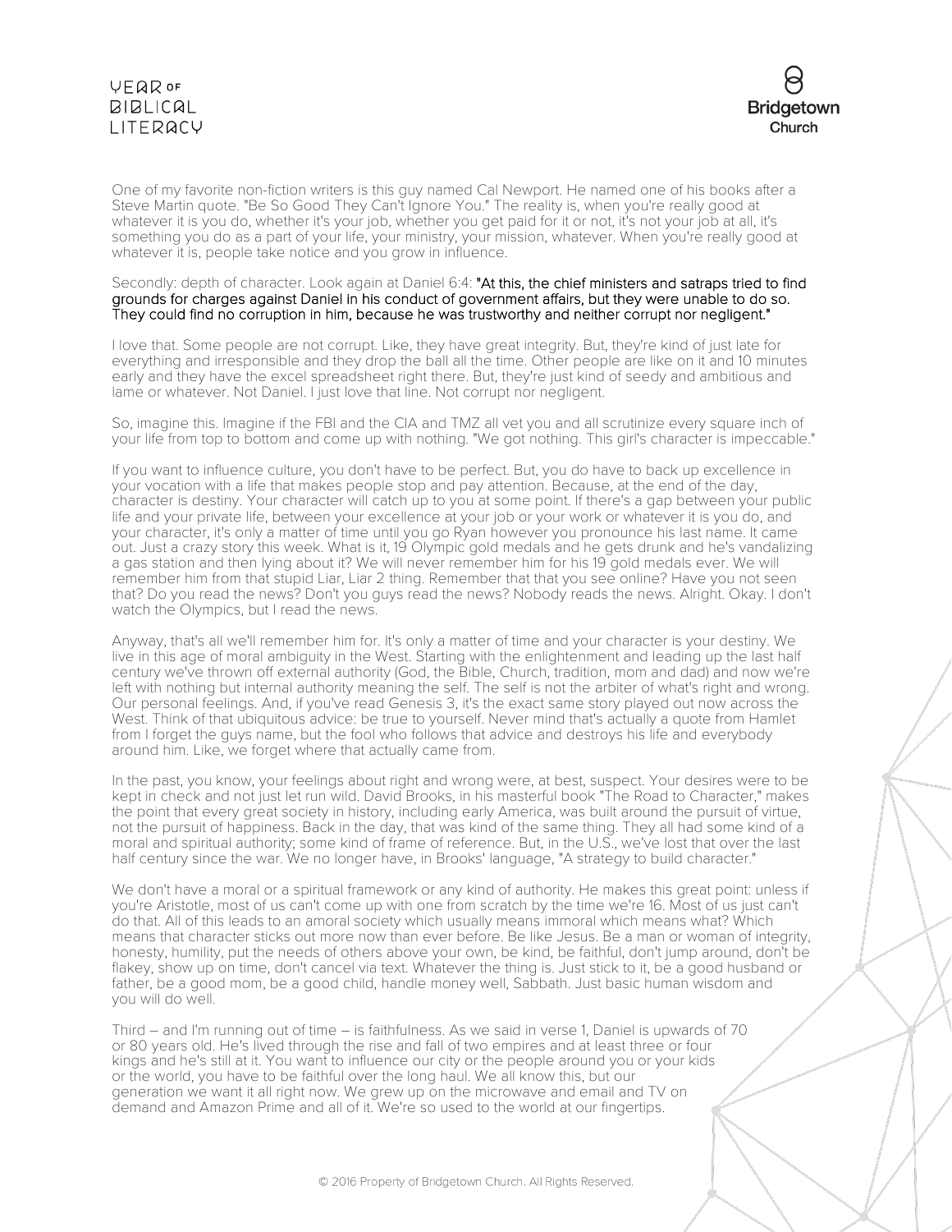One of my favorite non-fiction writers is this guy named Cal Newport. He named one of his books after a Steve Martin quote. "Be So Good They Can't Ignore You." The reality is, when you're really good at whatever it is you do, whether it's your job, whether you get paid for it or not, it's not your job at all, it's something you do as a part of your life, your ministry, your mission, whatever. When you're really good at whatever it is, people take notice and you grow in influence.

Secondly: depth of character. Look again at Daniel 6:4: **"At this, the chief ministers and satraps tried to find grounds for charges against Daniel in his conduct of government affairs, but they were unable to do so. They could find no corruption in him, because he was trustworthy and neither corrupt nor negligent."**

I love that. Some people are not corrupt. Like, they have great integrity. But, they're kind of just late for everything and irresponsible and they drop the ball all the time. Other people are like on it and 10 minutes early and they have the excel spreadsheet right there. But, they're just kind of seedy and ambitious and lame or whatever. Not Daniel. I just love that line. Not corrupt nor negligent.

So, imagine this. Imagine if the FBI and the CIA and TMZ all vet you and all scrutinize every square inch of your life from top to bottom and come up with nothing. "We got nothing. This girl's character is impeccable."

If you want to influence culture, you don't have to be perfect. But, you do have to back up excellence in your vocation with a life that makes people stop and pay attention. Because, at the end of the day, character is destiny. Your character will catch up to you at some point. If there's a gap between your public life and your private life, between your excellence at your job or your work or whatever it is you do, and your character, it's only a matter of time until you go Ryan however you pronounce his last name. It came out. Just a crazy story this week. What is it, 19 Olympic gold medals and he gets drunk and he's vandalizing a gas station and then lying about it? We will never remember him for his 19 gold medals ever. We will remember him from that stupid Liar, Liar 2 thing. Remember that that you see online? Have you not seen that? Do you read the news? Don't you guys read the news? Nobody reads the news. Alright. Okay. I don't watch the Olympics, but I read the news.

Anyway, that's all we'll remember him for. It's only a matter of time and your character is your destiny. We live in this age of moral ambiguity in the West. Starting with the enlightenment and leading up the last half century we've thrown off external authority (God, the Bible, Church, tradition, mom and dad) and now we're left with nothing but internal authority meaning the self. The self is not the arbiter of what's right and wrong. Our personal feelings. And, if you've read Genesis 3, it's the exact same story played out now across the West. Think of that ubiquitous advice: be true to yourself. Never mind that's actually a quote from Hamlet from I forget the guys name, but the fool who follows that advice and destroys his life and everybody around him. Like, we forget where that actually came from.

In the past, you know, your feelings about right and wrong were, at best, suspect. Your desires were to be kept in check and not just let run wild. David Brooks, in his masterful book "The Road to Character," makes the point that every great society in history, including early America, was built around the pursuit of virtue, not the pursuit of happiness. Back in the day, that was kind of the same thing. They all had some kind of a moral and spiritual authority; some kind of frame of reference. But, in the U.S., we've lost that over the last half century since the war. We no longer have, in Brooks' language, "A strategy to build character."

We don't have a moral or a spiritual framework or any kind of authority. He makes this great point: unless if you're Aristotle, most of us can't come up with one from scratch by the time we're 16. Most of us just can't do that. All of this leads to an amoral society which usually means immoral which means what? Which means that character sticks out more now than ever before. Be like Jesus. Be a man or woman of integrity, honesty, humility, put the needs of others above your own, be kind, be faithful, don't jump around, don't be flakey, show up on time, don't cancel via text. Whatever the thing is. Just stick to it, be a good husband or father, be a good mom, be a good child, handle money well, Sabbath. Just basic human wisdom and you will do well.

Third – and I'm running out of time – is faithfulness. As we said in verse 1, Daniel is upwards of 70 or 80 years old. He's lived through the rise and fall of two empires and at least three or four kings and he's still at it. You want to influence our city or the people around you or your kids or the world, you have to be faithful over the long haul. We all know this, but our generation we want it all right now. We grew up on the microwave and email and TV on demand and Amazon Prime and all of it. We're so used to the world at our fingertips.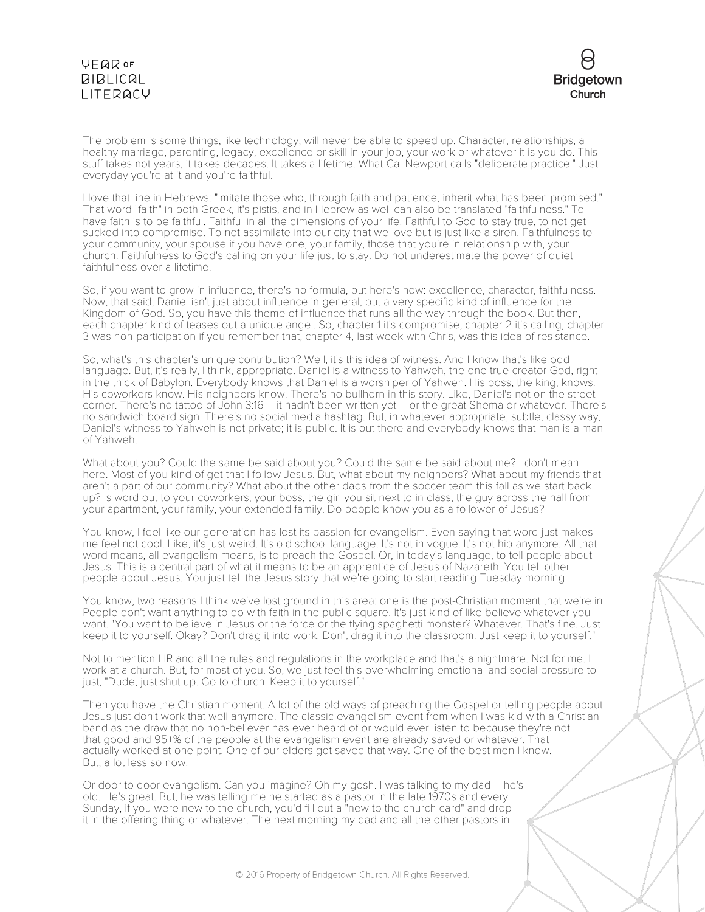The problem is some things, like technology, will never be able to speed up. Character, relationships, a healthy marriage, parenting, legacy, excellence or skill in your job, your work or whatever it is you do. This stuff takes not years, it takes decades. It takes a lifetime. What Cal Newport calls "deliberate practice." Just everyday you're at it and you're faithful.

I love that line in Hebrews: "Imitate those who, through faith and patience, inherit what has been promised." That word "faith" in both Greek, it's pistis, and in Hebrew as well can also be translated "faithfulness." To have faith is to be faithful. Faithful in all the dimensions of your life. Faithful to God to stay true, to not get sucked into compromise. To not assimilate into our city that we love but is just like a siren. Faithfulness to your community, your spouse if you have one, your family, those that you're in relationship with, your church. Faithfulness to God's calling on your life just to stay. Do not underestimate the power of quiet faithfulness over a lifetime.

So, if you want to grow in influence, there's no formula, but here's how: excellence, character, faithfulness. Now, that said, Daniel isn't just about influence in general, but a very specific kind of influence for the Kingdom of God. So, you have this theme of influence that runs all the way through the book. But then, each chapter kind of teases out a unique angel. So, chapter 1 it's compromise, chapter 2 it's calling, chapter 3 was non-participation if you remember that, chapter 4, last week with Chris, was this idea of resistance.

So, what's this chapter's unique contribution? Well, it's this idea of witness. And I know that's like odd language. But, it's really, I think, appropriate. Daniel is a witness to Yahweh, the one true creator God, right in the thick of Babylon. Everybody knows that Daniel is a worshiper of Yahweh. His boss, the king, knows. His coworkers know. His neighbors know. There's no bullhorn in this story. Like, Daniel's not on the street corner. There's no tattoo of John 3:16 – it hadn't been written yet – or the great Shema or whatever. There's no sandwich board sign. There's no social media hashtag. But, in whatever appropriate, subtle, classy way, Daniel's witness to Yahweh is not private; it is public. It is out there and everybody knows that man is a man of Yahweh.

What about you? Could the same be said about you? Could the same be said about me? I don't mean here. Most of you kind of get that I follow Jesus. But, what about my neighbors? What about my friends that aren't a part of our community? What about the other dads from the soccer team this fall as we start back up? Is word out to your coworkers, your boss, the girl you sit next to in class, the guy across the hall from your apartment, your family, your extended family. Do people know you as a follower of Jesus?

You know, I feel like our generation has lost its passion for evangelism. Even saying that word just makes me feel not cool. Like, it's just weird. It's old school language. It's not in vogue. It's not hip anymore. All that word means, all evangelism means, is to preach the Gospel. Or, in today's language, to tell people about Jesus. This is a central part of what it means to be an apprentice of Jesus of Nazareth. You tell other people about Jesus. You just tell the Jesus story that we're going to start reading Tuesday morning.

You know, two reasons I think we've lost ground in this area: one is the post-Christian moment that we're in. People don't want anything to do with faith in the public square. It's just kind of like believe whatever you want. "You want to believe in Jesus or the force or the flying spaghetti monster? Whatever. That's fine. Just keep it to yourself. Okay? Don't drag it into work. Don't drag it into the classroom. Just keep it to yourself."

Not to mention HR and all the rules and regulations in the workplace and that's a nightmare. Not for me. I work at a church. But, for most of you. So, we just feel this overwhelming emotional and social pressure to just, "Dude, just shut up. Go to church. Keep it to yourself."

Then you have the Christian moment. A lot of the old ways of preaching the Gospel or telling people about Jesus just don't work that well anymore. The classic evangelism event from when I was kid with a Christian band as the draw that no non-believer has ever heard of or would ever listen to because they're not that good and 95+% of the people at the evangelism event are already saved or whatever. That actually worked at one point. One of our elders got saved that way. One of the best men I know. But, a lot less so now.

Or door to door evangelism. Can you imagine? Oh my gosh. I was talking to my dad – he's old. He's great. But, he was telling me he started as a pastor in the late 1970s and every Sunday, if you were new to the church, you'd fill out a "new to the church card" and drop it in the offering thing or whatever. The next morning my dad and all the other pastors in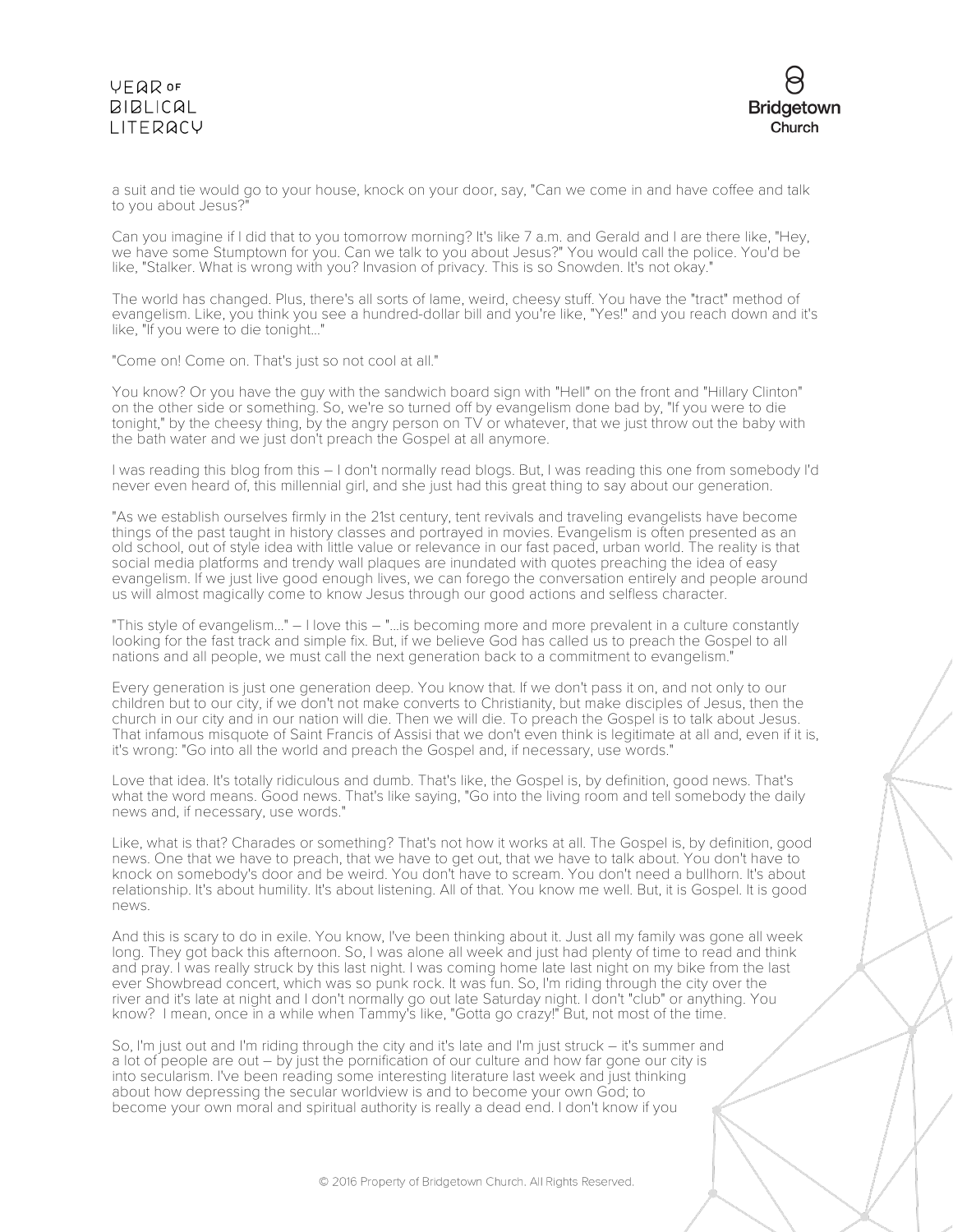a suit and tie would go to your house, knock on your door, say, "Can we come in and have coffee and talk to you about Jesus?"

Can you imagine if I did that to you tomorrow morning? It's like 7 a.m. and Gerald and I are there like, "Hey, we have some Stumptown for you. Can we talk to you about Jesus?" You would call the police. You'd be like, "Stalker. What is wrong with you? Invasion of privacy. This is so Snowden. It's not okay."

The world has changed. Plus, there's all sorts of lame, weird, cheesy stuff. You have the "tract" method of evangelism. Like, you think you see a hundred-dollar bill and you're like, "Yes!" and you reach down and it's like, "If you were to die tonight..."

"Come on! Come on. That's just so not cool at all."

You know? Or you have the guy with the sandwich board sign with "Hell" on the front and "Hillary Clinton" on the other side or something. So, we're so turned off by evangelism done bad by, "If you were to die tonight," by the cheesy thing, by the angry person on TV or whatever, that we just throw out the baby with the bath water and we just don't preach the Gospel at all anymore.

I was reading this blog from this – I don't normally read blogs. But, I was reading this one from somebody I'd never even heard of, this millennial girl, and she just had this great thing to say about our generation.

"As we establish ourselves firmly in the 21st century, tent revivals and traveling evangelists have become things of the past taught in history classes and portrayed in movies. Evangelism is often presented as an old school, out of style idea with little value or relevance in our fast paced, urban world. The reality is that social media platforms and trendy wall plaques are inundated with quotes preaching the idea of easy evangelism. If we just live good enough lives, we can forego the conversation entirely and people around us will almost magically come to know Jesus through our good actions and selfless character.

"This style of evangelism..." – I love this – "...is becoming more and more prevalent in a culture constantly looking for the fast track and simple fix. But, if we believe God has called us to preach the Gospel to all nations and all people, we must call the next generation back to a commitment to evangelism."

Every generation is just one generation deep. You know that. If we don't pass it on, and not only to our children but to our city, if we don't not make converts to Christianity, but make disciples of Jesus, then the church in our city and in our nation will die. Then we will die. To preach the Gospel is to talk about Jesus. That infamous misquote of Saint Francis of Assisi that we don't even think is legitimate at all and, even if it is, it's wrong: "Go into all the world and preach the Gospel and, if necessary, use words."

Love that idea. It's totally ridiculous and dumb. That's like, the Gospel is, by definition, good news. That's what the word means. Good news. That's like saying, "Go into the living room and tell somebody the daily news and, if necessary, use words."

Like, what is that? Charades or something? That's not how it works at all. The Gospel is, by definition, good news. One that we have to preach, that we have to get out, that we have to talk about. You don't have to knock on somebody's door and be weird. You don't have to scream. You don't need a bullhorn. It's about relationship. It's about humility. It's about listening. All of that. You know me well. But, it is Gospel. It is good news.

And this is scary to do in exile. You know, I've been thinking about it. Just all my family was gone all week long. They got back this afternoon. So, I was alone all week and just had plenty of time to read and think and pray. I was really struck by this last night. I was coming home late last night on my bike from the last ever Showbread concert, which was so punk rock. It was fun. So, I'm riding through the city over the river and it's late at night and I don't normally go out late Saturday night. I don't "club" or anything. You know? I mean, once in a while when Tammy's like, "Gotta go crazy!" But, not most of the time.

So, I'm just out and I'm riding through the city and it's late and I'm just struck – it's summer and a lot of people are out – by just the pornification of our culture and how far gone our city is into secularism. I've been reading some interesting literature last week and just thinking about how depressing the secular worldview is and to become your own God; to become your own moral and spiritual authority is really a dead end. I don't know if you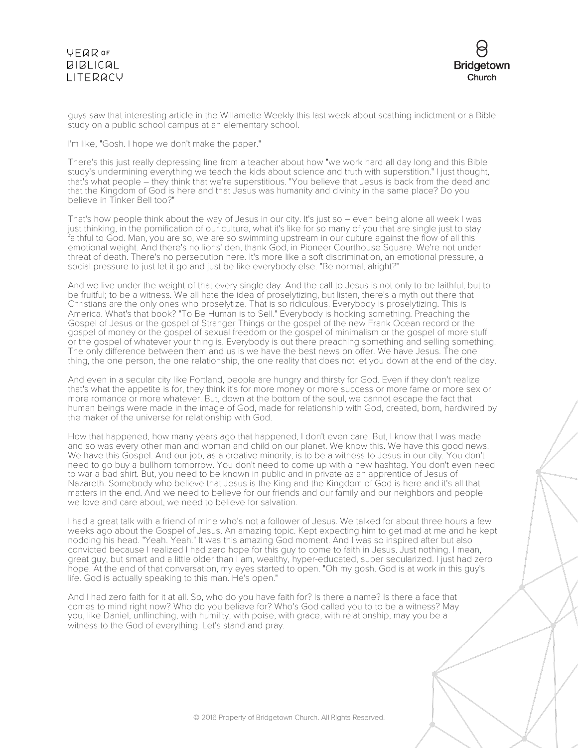guys saw that interesting article in the Willamette Weekly this last week about scathing indictment or a Bible study on a public school campus at an elementary school.

I'm like, "Gosh. I hope we don't make the paper."

There's this just really depressing line from a teacher about how "we work hard all day long and this Bible study's undermining everything we teach the kids about science and truth with superstition." I just thought, that's what people – they think that we're superstitious. "You believe that Jesus is back from the dead and that the Kingdom of God is here and that Jesus was humanity and divinity in the same place? Do you believe in Tinker Bell too?"

That's how people think about the way of Jesus in our city. It's just so – even being alone all week I was just thinking, in the pornification of our culture, what it's like for so many of you that are single just to stay faithful to God. Man, you are so, we are so swimming upstream in our culture against the flow of all this emotional weight. And there's no lions' den, thank God, in Pioneer Courthouse Square. We're not under threat of death. There's no persecution here. It's more like a soft discrimination, an emotional pressure, a social pressure to just let it go and just be like everybody else. "Be normal, alright?"

And we live under the weight of that every single day. And the call to Jesus is not only to be faithful, but to be fruitful; to be a witness. We all hate the idea of proselytizing, but listen, there's a myth out there that Christians are the only ones who proselytize. That is so ridiculous. Everybody is proselytizing. This is America. What's that book? "To Be Human is to Sell." Everybody is hocking something. Preaching the Gospel of Jesus or the gospel of Stranger Things or the gospel of the new Frank Ocean record or the gospel of money or the gospel of sexual freedom or the gospel of minimalism or the gospel of more stuff or the gospel of whatever your thing is. Everybody is out there preaching something and selling something. The only difference between them and us is we have the best news on offer. We have Jesus. The one thing, the one person, the one relationship, the one reality that does not let you down at the end of the day.

And even in a secular city like Portland, people are hungry and thirsty for God. Even if they don't realize that's what the appetite is for, they think it's for more money or more success or more fame or more sex or more romance or more whatever. But, down at the bottom of the soul, we cannot escape the fact that human beings were made in the image of God, made for relationship with God, created, born, hardwired by the maker of the universe for relationship with God.

How that happened, how many years ago that happened, I don't even care. But, I know that I was made and so was every other man and woman and child on our planet. We know this. We have this good news. We have this Gospel. And our job, as a creative minority, is to be a witness to Jesus in our city. You don't need to go buy a bullhorn tomorrow. You don't need to come up with a new hashtag. You don't even need to war a bad shirt. But, you need to be known in public and in private as an apprentice of Jesus of Nazareth. Somebody who believe that Jesus is the King and the Kingdom of God is here and it's all that matters in the end. And we need to believe for our friends and our family and our neighbors and people we love and care about, we need to believe for salvation.

I had a great talk with a friend of mine who's not a follower of Jesus. We talked for about three hours a few weeks ago about the Gospel of Jesus. An amazing topic. Kept expecting him to get mad at me and he kept nodding his head. "Yeah. Yeah." It was this amazing God moment. And I was so inspired after but also convicted because I realized I had zero hope for this guy to come to faith in Jesus. Just nothing. I mean, great guy, but smart and a little older than I am, wealthy, hyper-educated, super secularized. I just had zero hope. At the end of that conversation, my eyes started to open. "Oh my gosh. God is at work in this guy's life. God is actually speaking to this man. He's open."

And I had zero faith for it at all. So, who do you have faith for? Is there a name? Is there a face that comes to mind right now? Who do you believe for? Who's God called you to to be a witness? May you, like Daniel, unflinching, with humility, with poise, with grace, with relationship, may you be a witness to the God of everything. Let's stand and pray.